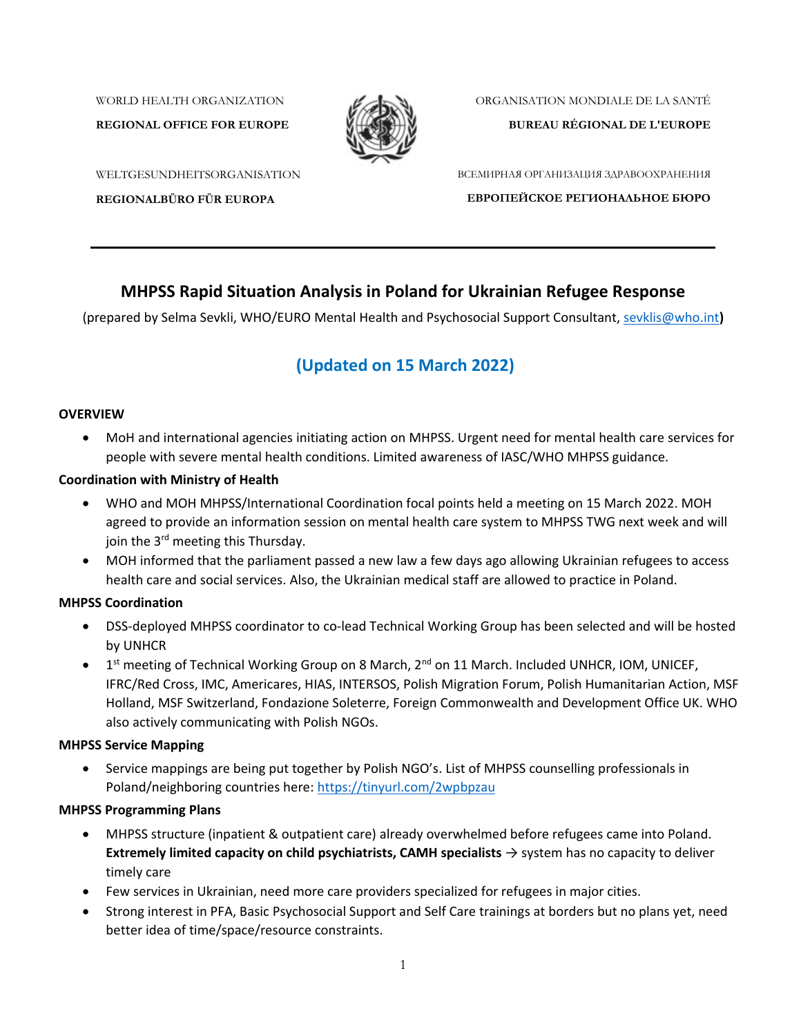WORLD HEALTH ORGANIZATION

**REGIONAL OFFICE FOR EUROPE**

ORGANISATION MONDIALE DE LA SANTÉ

**BUREAU RÉGIONAL DE L'EUROPE**

WELTGESUNDHEITSORGANISATION

**REGIONALBÜRO FÜR EUROPA**

ВСЕМИРНАЯ ОРГАНИЗАЦИЯ ЗДРАВООХРАНЕНИЯ

**ЕВРОПЕЙСКОЕ РЕГИОНАЛЬНОЕ БЮРО**

---

# MHPSS Rapid Situation Analysis in Poland for Ukrainian Refugee Response

(prepared by Selma Sevkli, WHO/EURO Mental Health and Psychosocial Support Consultant, sevklis@who.int**)**

## (Updated on 15 March 2022)

### OVERVIEW

- MoH and international agencies initiating action on MHPSS. Urgent need for mental health care services for people with severe mental health conditions. Limited awareness of IASC/WHO MHPSS guidance.

### Coordination with Ministry of Health

- WHO and MOH MHPSS/International Coordination focal points held a meeting on 15 March 2022. MOH agreed to provide an information session on mental health care system to MHPSS TWG next week and will join the 3rd meeting this Thursday.
- MOH informed that the parliament passed a new law a few days ago allowing Ukrainian refugees to access health care and social services. Also, the Ukrainian medical staff are allowed to practice in Poland.

### MHPSS Coordination

- DSS-deployed MHPSS coordinator to co-lead Technical Working Group has been selected and will be hosted by UNHCR
- 1st meeting of Technical Working Group on 8 March, 2nd on 11 March. Included UNHCR, IOM, UNICEF, IFRC/Red Cross, IMC, Americares, HIAS, INTERSOS, Polish Migration Forum, Polish Humanitarian Action, MSF Holland, MSF Switzerland, Fondazione Soleterre, Foreign Commonwealth and Development Office UK. WHO also actively communicating with Polish NGOs.

### MHPSS Service Mapping

- Service mappings are being put together by Polish NGO's. List of MHPSS counselling professionals in Poland/neighboring countries here: https://tinyurl.com/2wpbpzau

### MHPSS Programming Plans

- MHPSS structure (inpatient & outpatient care) already overwhelmed before refugees came into Poland. **Extremely limited capacity on child psychiatrists, CAMH specialists** → system has no capacity to deliver timely care
- Few services in Ukrainian, need more care providers specialized for refugees in major cities.
- Strong interest in PFA, Basic Psychosocial Support and Self Care trainings at borders but no plans yet, need better idea of time/space/resource constraints.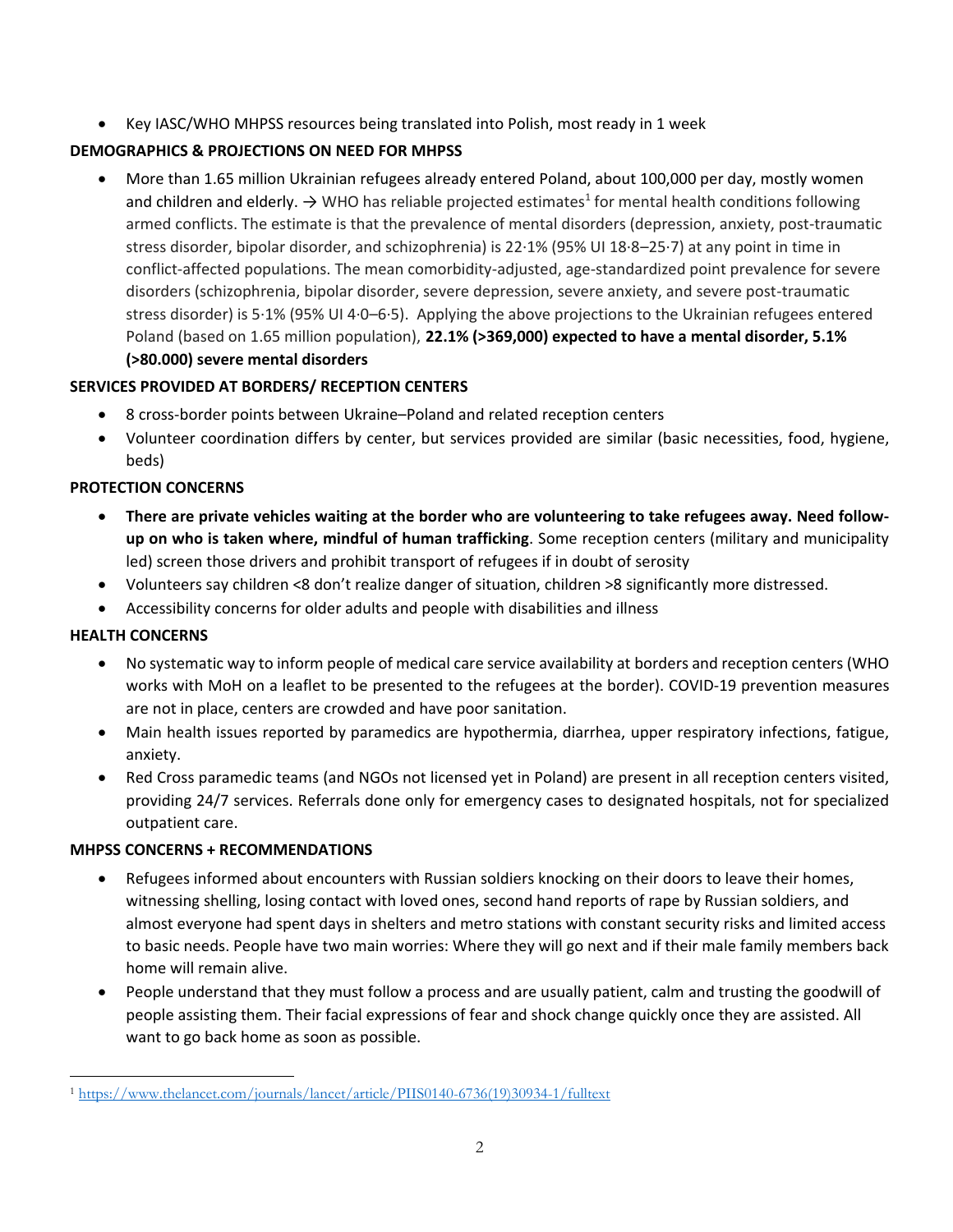- Key IASC/WHO MHPSS resources being translated into Polish, most ready in 1 week

**DEMOGRAPHICS & PROJECTIONS ON NEED FOR MHPSS**

- More than 1.65 million Ukrainian refugees already entered Poland, about 100,000 per day, mostly women and children and elderly. → WHO has reliable projected estimates[1] for mental health conditions following armed conflicts. The estimate is that the prevalence of mental disorders (depression, anxiety, post-traumatic stress disorder, bipolar disorder, and schizophrenia) is 22·1% (95% UI 18·8–25·7) at any point in time in conflict-affected populations. The mean comorbidity-adjusted, age-standardized point prevalence for severe disorders (schizophrenia, bipolar disorder, severe depression, severe anxiety, and severe post-traumatic stress disorder) is 5·1% (95% UI 4·0–6·5). Applying the above projections to the Ukrainian refugees entered Poland (based on 1.65 million population), **22.1% (>369,000) expected to have a mental disorder, 5.1% (>80.000) severe mental disorders**

**SERVICES PROVIDED AT BORDERS/ RECEPTION CENTERS**

- 8 cross-border points between Ukraine–Poland and related reception centers
- Volunteer coordination differs by center, but services provided are similar (basic necessities, food, hygiene, beds)

**PROTECTION CONCERNS**

- **There are private vehicles waiting at the border who are volunteering to take refugees away. Need follow-up on who is taken where, mindful of human trafficking**. Some reception centers (military and municipality led) screen those drivers and prohibit transport of refugees if in doubt of serosity
- Volunteers say children <8 don't realize danger of situation, children >8 significantly more distressed.
- Accessibility concerns for older adults and people with disabilities and illness

**HEALTH CONCERNS**

- No systematic way to inform people of medical care service availability at borders and reception centers (WHO works with MoH on a leaflet to be presented to the refugees at the border). COVID-19 prevention measures are not in place, centers are crowded and have poor sanitation.
- Main health issues reported by paramedics are hypothermia, diarrhea, upper respiratory infections, fatigue, anxiety.
- Red Cross paramedic teams (and NGOs not licensed yet in Poland) are present in all reception centers visited, providing 24/7 services. Referrals done only for emergency cases to designated hospitals, not for specialized outpatient care.

**MHPSS CONCERNS + RECOMMENDATIONS**

- Refugees informed about encounters with Russian soldiers knocking on their doors to leave their homes, witnessing shelling, losing contact with loved ones, second hand reports of rape by Russian soldiers, and almost everyone had spent days in shelters and metro stations with constant security risks and limited access to basic needs. People have two main worries: Where they will go next and if their male family members back home will remain alive.
- People understand that they must follow a process and are usually patient, calm and trusting the goodwill of people assisting them. Their facial expressions of fear and shock change quickly once they are assisted. All want to go back home as soon as possible.

[1] https://www.thelancet.com/journals/lancet/article/PIIS0140-6736(19)30934-1/fulltext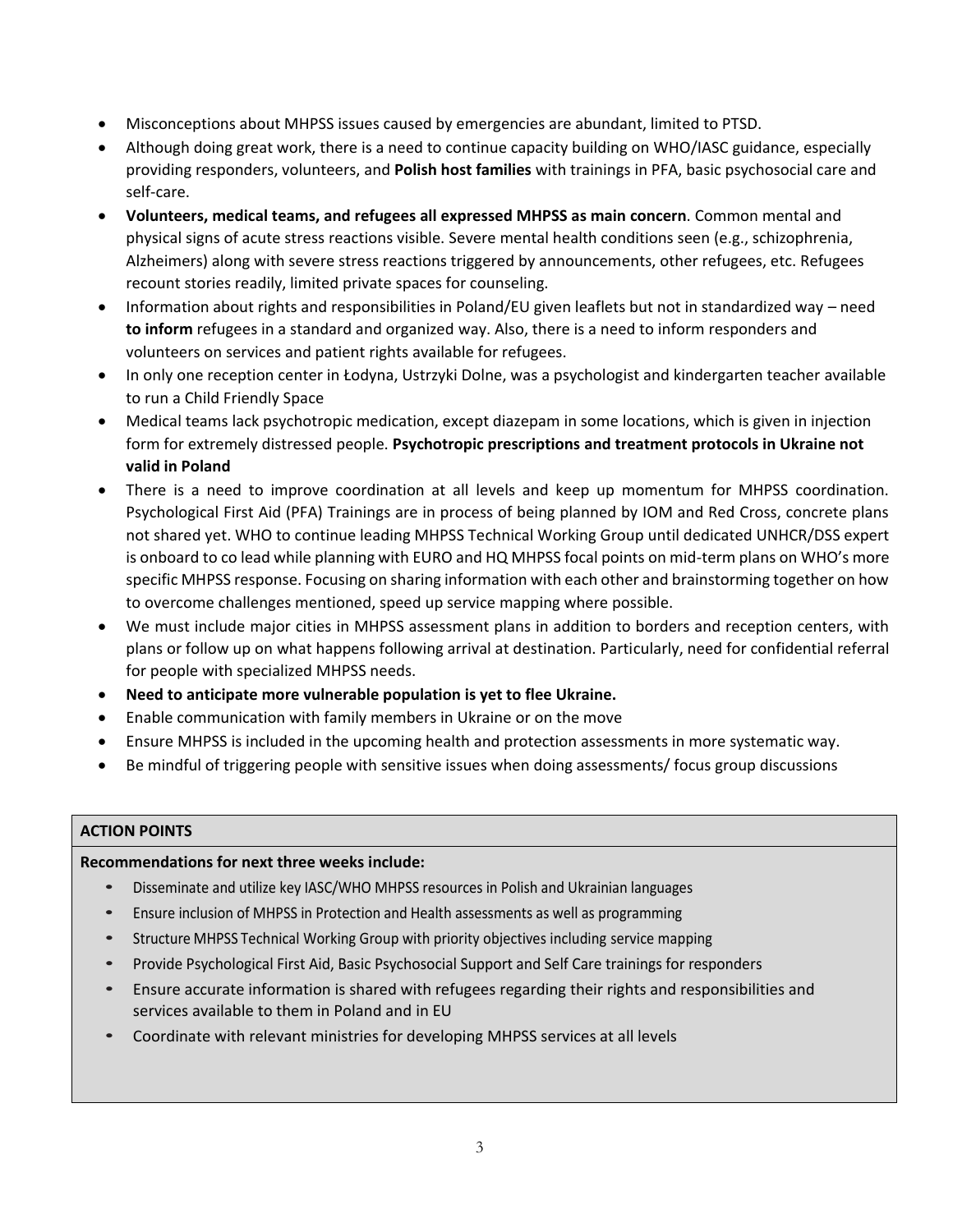- Misconceptions about MHPSS issues caused by emergencies are abundant, limited to PTSD.
- Although doing great work, there is a need to continue capacity building on WHO/IASC guidance, especially providing responders, volunteers, and **Polish host families** with trainings in PFA, basic psychosocial care and self-care.
- **Volunteers, medical teams, and refugees all expressed MHPSS as main concern**. Common mental and physical signs of acute stress reactions visible. Severe mental health conditions seen (e.g., schizophrenia, Alzheimers) along with severe stress reactions triggered by announcements, other refugees, etc. Refugees recount stories readily, limited private spaces for counseling.
- Information about rights and responsibilities in Poland/EU given leaflets but not in standardized way – need **to inform** refugees in a standard and organized way. Also, there is a need to inform responders and volunteers on services and patient rights available for refugees.
- In only one reception center in Łodyna, Ustrzyki Dolne, was a psychologist and kindergarten teacher available to run a Child Friendly Space
- Medical teams lack psychotropic medication, except diazepam in some locations, which is given in injection form for extremely distressed people. **Psychotropic prescriptions and treatment protocols in Ukraine not valid in Poland**
- There is a need to improve coordination at all levels and keep up momentum for MHPSS coordination. Psychological First Aid (PFA) Trainings are in process of being planned by IOM and Red Cross, concrete plans not shared yet. WHO to continue leading MHPSS Technical Working Group until dedicated UNHCR/DSS expert is onboard to co lead while planning with EURO and HQ MHPSS focal points on mid-term plans on WHO's more specific MHPSS response. Focusing on sharing information with each other and brainstorming together on how to overcome challenges mentioned, speed up service mapping where possible.
- We must include major cities in MHPSS assessment plans in addition to borders and reception centers, with plans or follow up on what happens following arrival at destination. Particularly, need for confidential referral for people with specialized MHPSS needs.
- **Need to anticipate more vulnerable population is yet to flee Ukraine.**
- Enable communication with family members in Ukraine or on the move
- Ensure MHPSS is included in the upcoming health and protection assessments in more systematic way.
- Be mindful of triggering people with sensitive issues when doing assessments/ focus group discussions

**ACTION POINTS**

**Recommendations for next three weeks include:**

- Disseminate and utilize key IASC/WHO MHPSS resources in Polish and Ukrainian languages
- Ensure inclusion of MHPSS in Protection and Health assessments as well as programming
- Structure MHPSS Technical Working Group with priority objectives including service mapping
- Provide Psychological First Aid, Basic Psychosocial Support and Self Care trainings for responders
- Ensure accurate information is shared with refugees regarding their rights and responsibilities and services available to them in Poland and in EU
- Coordinate with relevant ministries for developing MHPSS services at all levels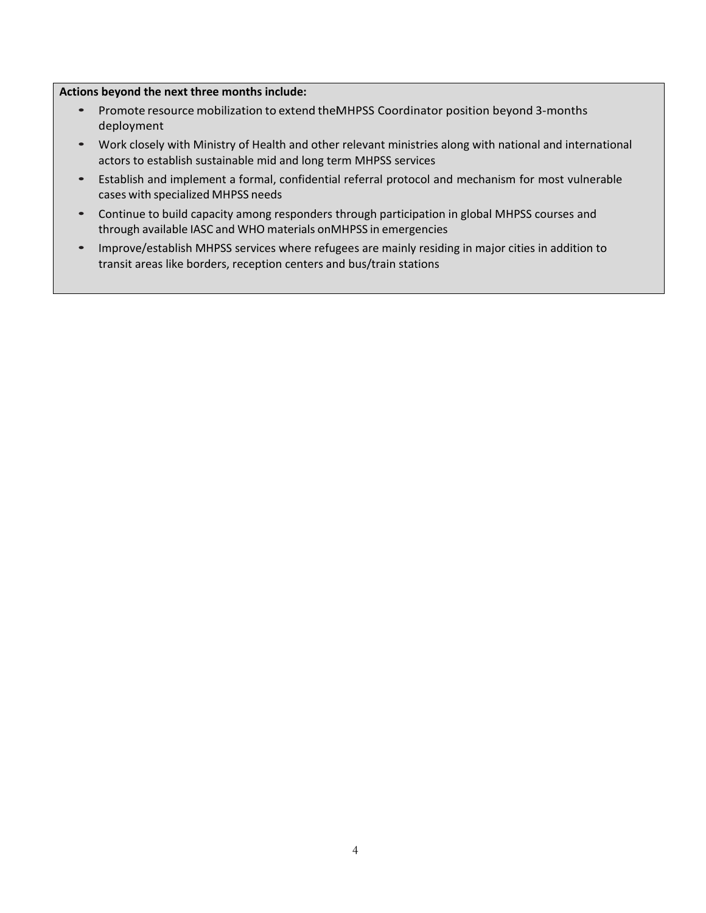**Actions beyond the next three months include:**

- Promote resource mobilization to extend theMHPSS Coordinator position beyond 3-months deployment
- Work closely with Ministry of Health and other relevant ministries along with national and international actors to establish sustainable mid and long term MHPSS services
- Establish and implement a formal, confidential referral protocol and mechanism for most vulnerable cases with specialized MHPSS needs
- Continue to build capacity among responders through participation in global MHPSS courses and through available IASC and WHO materials onMHPSS in emergencies
- Improve/establish MHPSS services where refugees are mainly residing in major cities in addition to transit areas like borders, reception centers and bus/train stations